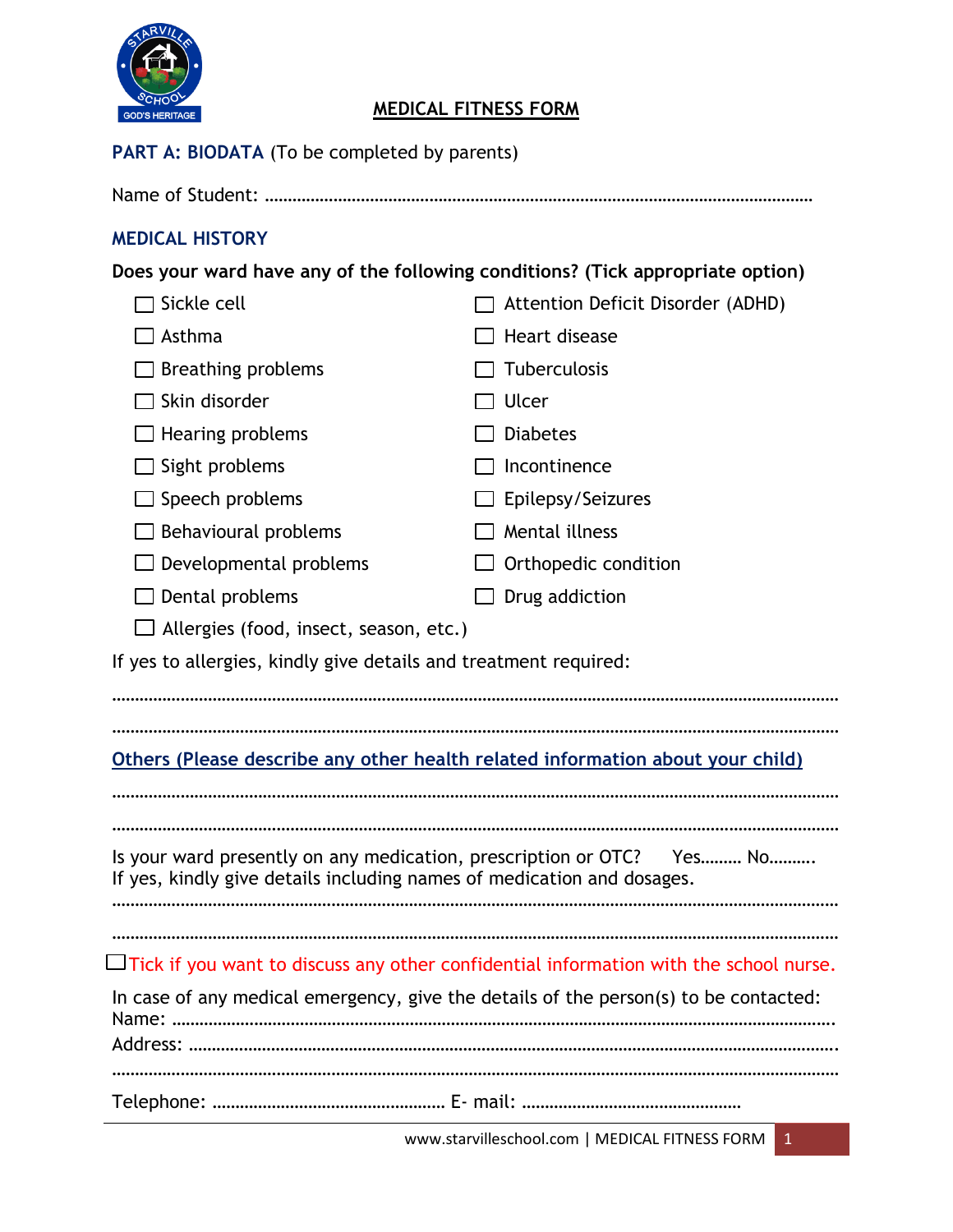# MEDICAL FITNESS FORM

## PART A: BIODATA (To be completed by parents)

Name of Student: ……………………………………………………………………………………………

### MEDICAL HISTORY

**Does your ward have any of the following conditions? (Tick appropriate option)**

- ☐ Sickle cell
- ☐ Asthma
- ☐ Breathing problems
- ☐ Skin disorder
- ☐ Hearing problems
- ☐ Sight problems
- ☐ Speech problems
- ☐ Behavioural problems
- ☐ Developmental problems
- ☐ Dental problems
- ☐ Attention Deficit Disorder (ADHD)
- ☐ Heart disease
- ☐ Tuberculosis
- ☐ Ulcer
- ☐ Diabetes
- ☐ Incontinence
- ☐ Epilepsy/Seizures
- ☐ Mental illness
- ☐ Orthopedic condition
- ☐ Drug addiction
- ☐ Allergies (food, insect, season, etc.)

If yes to allergies, kindly give details and treatment required:

……………………………………………………………………………………………………………………

……………………………………………………………………………………………………………………

Others (Please describe any other health related information about your child)

……………………………………………………………………………………………………………………

……………………………………………………………………………………………………………………

Is your ward presently on any medication, prescription or OTC? Yes……… No……….
If yes, kindly give details including names of medication and dosages.

……………………………………………………………………………………………………………………

……………………………………………………………………………………………………………………

☐ Tick if you want to discuss any other confidential information with the school nurse.

In case of any medical emergency, give the details of the person(s) to be contacted:
Name: …………………………………………………………………………………………………………
Address: ………………………………………………………………………………………………………
……………………………………………………………………………………………………………………
Telephone: …………………………………………… E- mail: ……………………………………………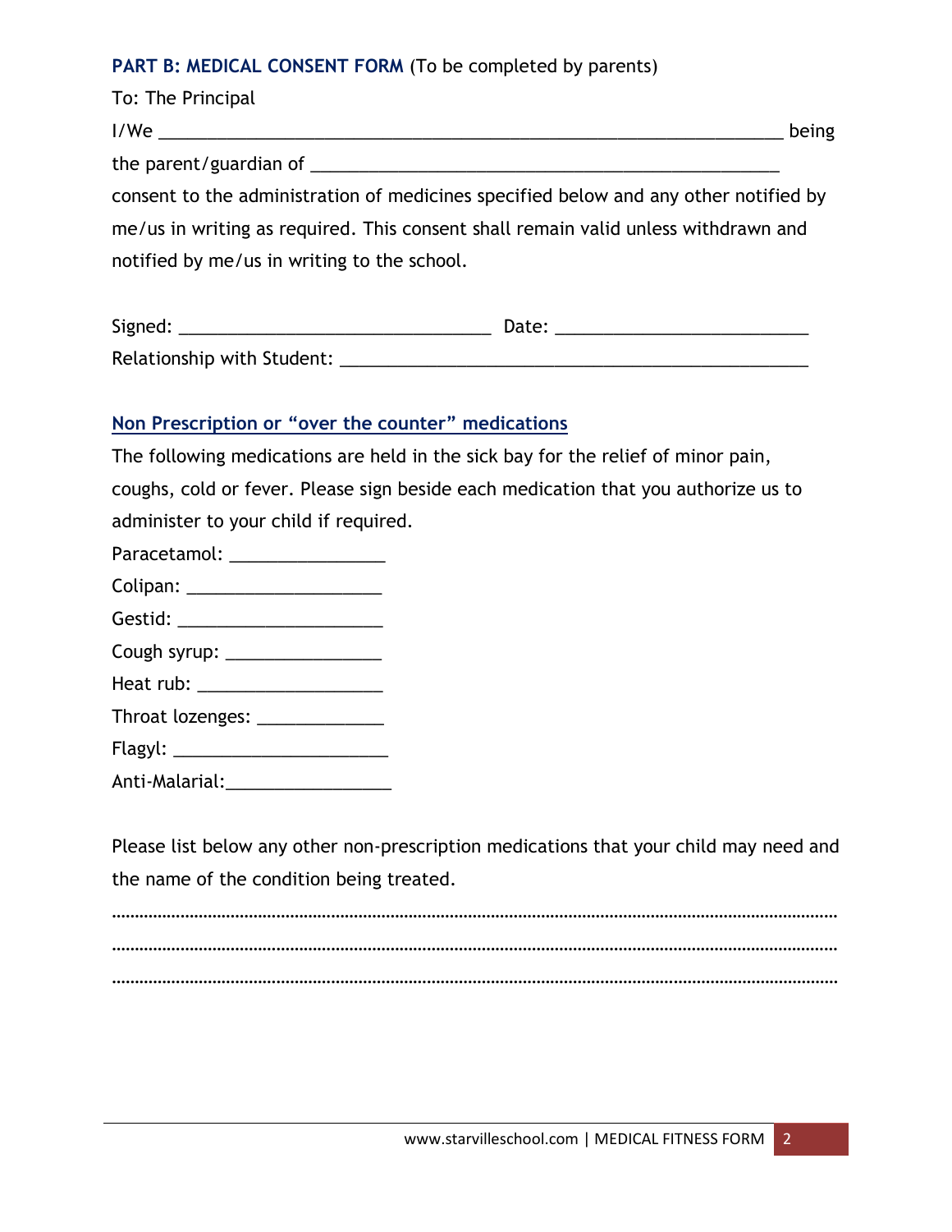**PART B: MEDICAL CONSENT FORM** (To be completed by parents)

To: The Principal

I/We _________________________________________________________________ being

the parent/guardian of _______________________________________________

consent to the administration of medicines specified below and any other notified by me/us in writing as required. This consent shall remain valid unless withdrawn and notified by me/us in writing to the school.

Signed: _________________________________ Date: __________________________

Relationship with Student: __________________________________________________

## Non Prescription or "over the counter" medications

The following medications are held in the sick bay for the relief of minor pain, coughs, cold or fever. Please sign beside each medication that you authorize us to administer to your child if required.

Paracetamol: ________________

Colipan: ____________________

Gestid: _____________________

Cough syrup: ________________

Heat rub: ___________________

Throat lozenges: _____________

Flagyl: ______________________

Anti-Malarial:_________________

Please list below any other non-prescription medications that your child may need and the name of the condition being treated.

…………………………………………………………………………………………………………………………………

…………………………………………………………………………………………………………………………………

…………………………………………………………………………………………………………………………………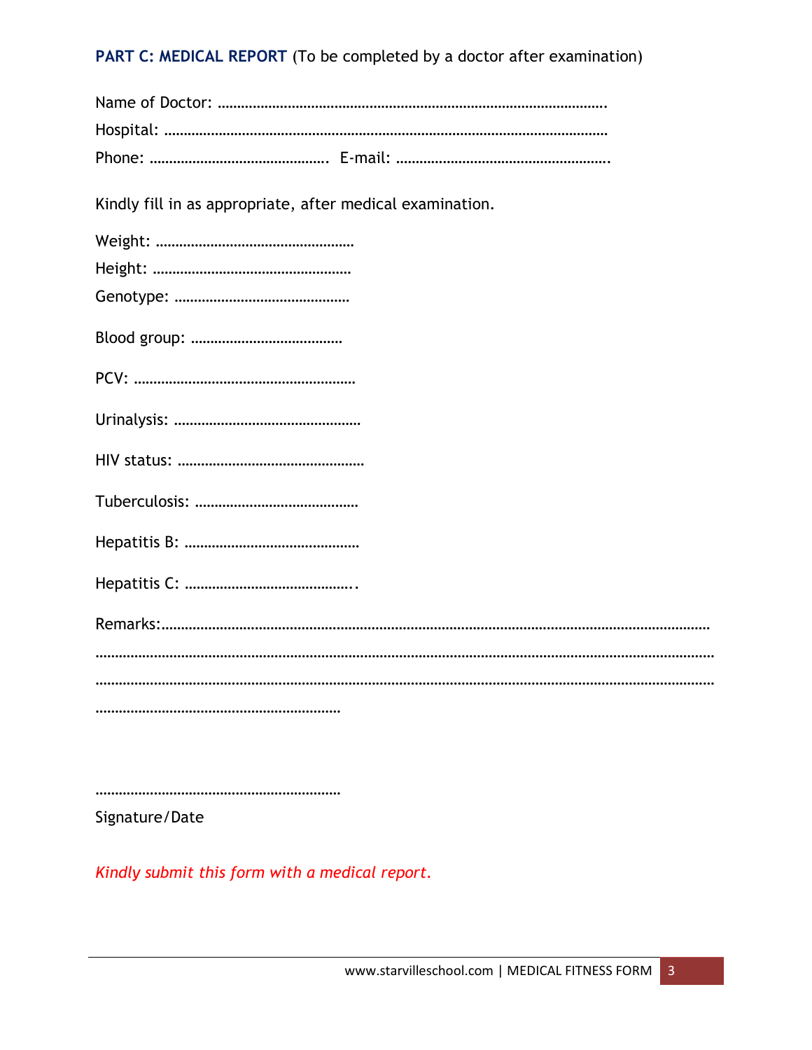**PART C: MEDICAL REPORT** (To be completed by a doctor after examination)

Name of Doctor: ……………………………………………………………………………………….

Hospital: ……………………………………………………………………………………………………

Phone: ………………………………………. E-mail: ……………………………………………….

Kindly fill in as appropriate, after medical examination.

Weight: ……………………………………………

Height: ……………………………………………

Genotype: ………………………………………

Blood group: …………………………………

PCV: ………………………………………………

Urinalysis: ………………………………………

HIV status: ………………………………………

Tuberculosis: …………………………………

Hepatitis B: ……………………………………

Hepatitis C: …………………………………..

Remarks:……………………………………………………………………………………………………………

……………………………………………………………………………………………………………………

……………………………………………………………………………………………………………………

………………………………………………………

………………………………………………………

Signature/Date

*Kindly submit this form with a medical report.*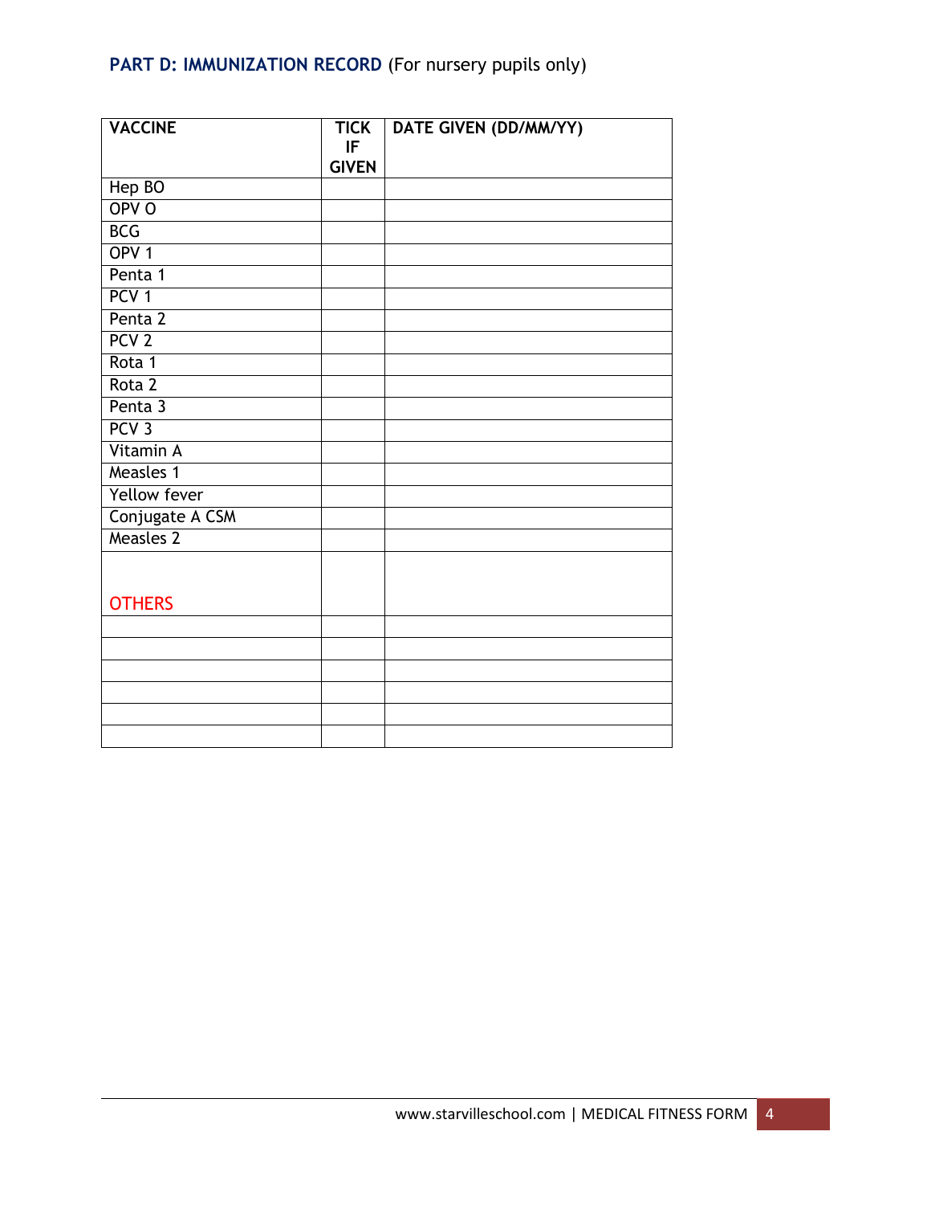## **PART D: IMMUNIZATION RECORD** (For nursery pupils only)

| VACCINE | TICK IF GIVEN | DATE GIVEN (DD/MM/YY) |
|---|---|---|
| Hep BO | | |
| OPV O | | |
| BCG | | |
| OPV 1 | | |
| Penta 1 | | |
| PCV 1 | | |
| Penta 2 | | |
| PCV 2 | | |
| Rota 1 | | |
| Rota 2 | | |
| Penta 3 | | |
| PCV 3 | | |
| Vitamin A | | |
| Measles 1 | | |
| Yellow fever | | |
| Conjugate A CSM | | |
| Measles 2 | | |
| OTHERS | | |
| | | |
| | | |
| | | |
| | | |
| | | |
| | | |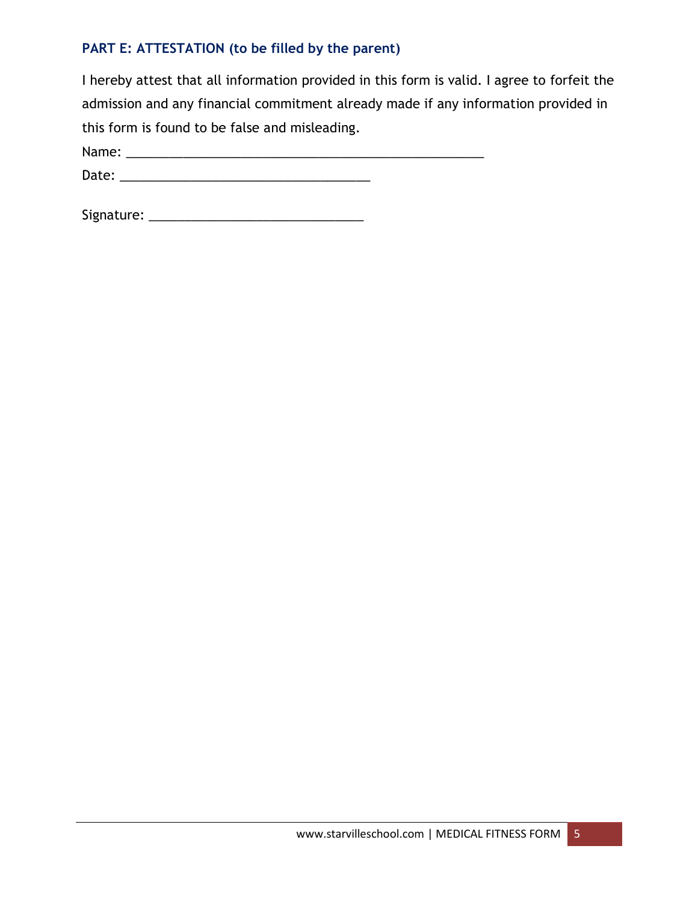### PART E: ATTESTATION (to be filled by the parent)

I hereby attest that all information provided in this form is valid. I agree to forfeit the admission and any financial commitment already made if any information provided in this form is found to be false and misleading.

Name: ___________________________________________________

Date: ____________________________________

Signature: _______________________________